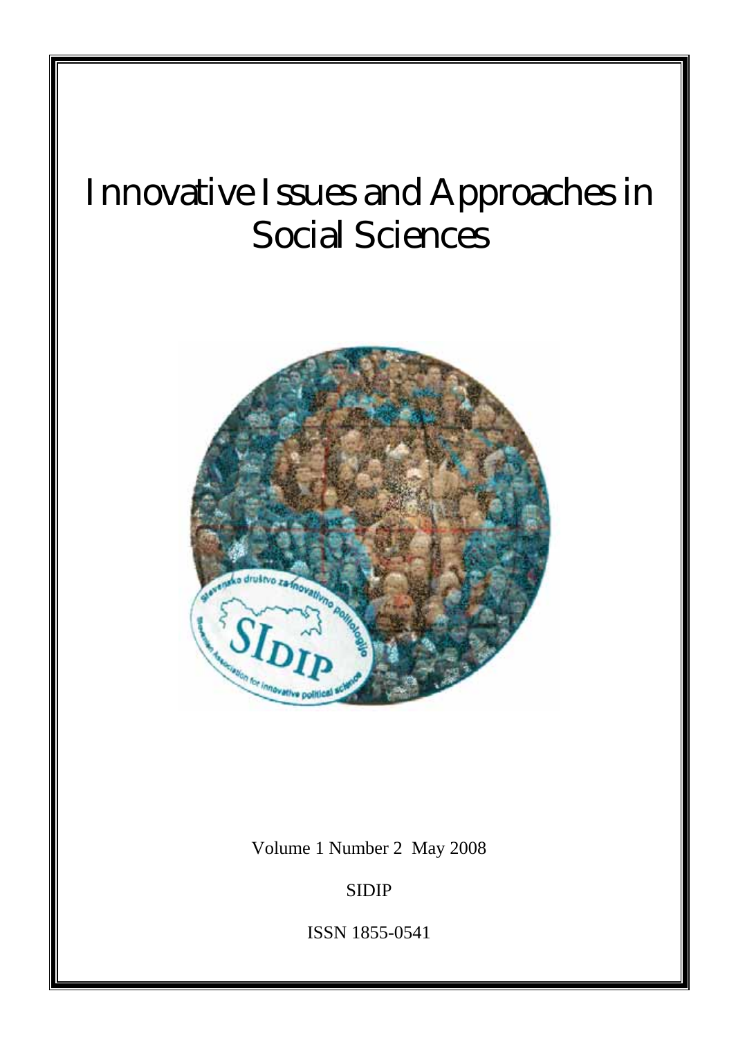# Innovative Issues and Approaches in Social Sciences

Volume 1 Number 2 May 2008

SIDIP

ISSN 1855-0541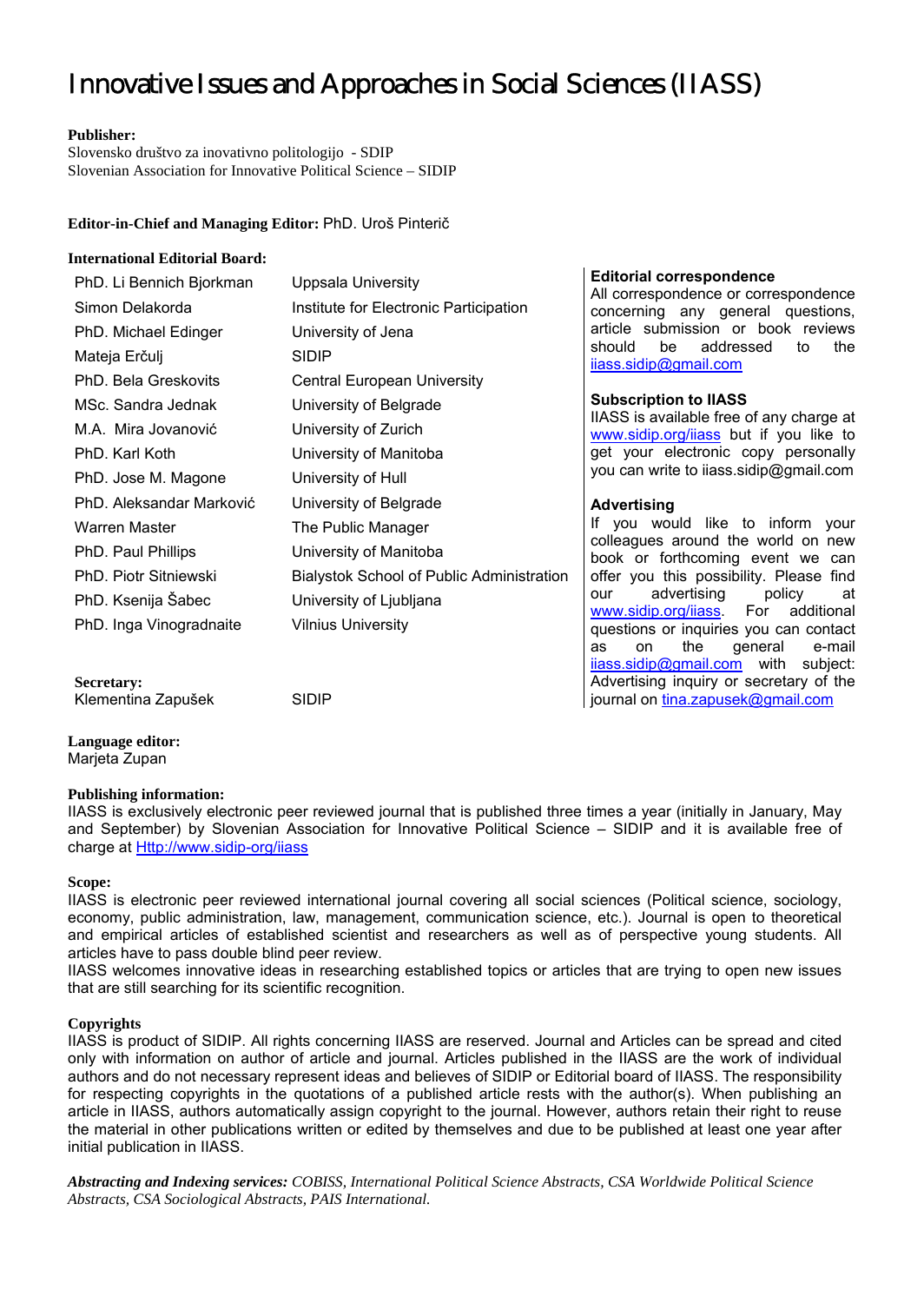# Innovative Issues and Approaches in Social Sciences (IIASS)

**Publisher:**
Slovensko društvo za inovativno politologijo - SDIP
Slovenian Association for Innovative Political Science – SIDIP

**Editor-in-Chief and Managing Editor:** PhD. Uroš Pinterič

**International Editorial Board:**

| | |
|---|---|
| PhD. Li Bennich Bjorkman | Uppsala University |
| Simon Delakorda | Institute for Electronic Participation |
| PhD. Michael Edinger | University of Jena |
| Mateja Erčulj | SIDIP |
| PhD. Bela Greskovits | Central European University |
| MSc. Sandra Jednak | University of Belgrade |
| M.A. Mira Jovanović | University of Zurich |
| PhD. Karl Koth | University of Manitoba |
| PhD. Jose M. Magone | University of Hull |
| PhD. Aleksandar Marković | University of Belgrade |
| Warren Master | The Public Manager |
| PhD. Paul Phillips | University of Manitoba |
| PhD. Piotr Sitniewski | Bialystok School of Public Administration |
| PhD. Ksenija Šabec | University of Ljubljana |
| PhD. Inga Vinogradnaite | Vilnius University |

**Secretary:**
Klementina Zapušek SIDIP

**Editorial correspondence**
All correspondence or correspondence concerning any general questions, article submission or book reviews should be addressed to the iiass.sidip@gmail.com

**Subscription to IIASS**
IIASS is available free of any charge at www.sidip.org/iiass but if you like to get your electronic copy personally you can write to iiass.sidip@gmail.com

**Advertising**
If you would like to inform your colleagues around the world on new book or forthcoming event we can offer you this possibility. Please find our advertising policy at www.sidip.org/iiass. For additional questions or inquiries you can contact as on the general e-mail iiass.sidip@gmail.com with subject: Advertising inquiry or secretary of the journal on tina.zapusek@gmail.com

**Language editor:**
Marjeta Zupan

**Publishing information:**
IIASS is exclusively electronic peer reviewed journal that is published three times a year (initially in January, May and September) by Slovenian Association for Innovative Political Science – SIDIP and it is available free of charge at Http://www.sidip-org/iiass

**Scope:**
IIASS is electronic peer reviewed international journal covering all social sciences (Political science, sociology, economy, public administration, law, management, communication science, etc.). Journal is open to theoretical and empirical articles of established scientist and researchers as well as of perspective young students. All articles have to pass double blind peer review.
IIASS welcomes innovative ideas in researching established topics or articles that are trying to open new issues that are still searching for its scientific recognition.

**Copyrights**
IIASS is product of SIDIP. All rights concerning IIASS are reserved. Journal and Articles can be spread and cited only with information on author of article and journal. Articles published in the IIASS are the work of individual authors and do not necessary represent ideas and believes of SIDIP or Editorial board of IIASS. The responsibility for respecting copyrights in the quotations of a published article rests with the author(s). When publishing an article in IIASS, authors automatically assign copyright to the journal. However, authors retain their right to reuse the material in other publications written or edited by themselves and due to be published at least one year after initial publication in IIASS.

***Abstracting and Indexing services:*** *COBISS, International Political Science Abstracts, CSA Worldwide Political Science Abstracts, CSA Sociological Abstracts, PAIS International.*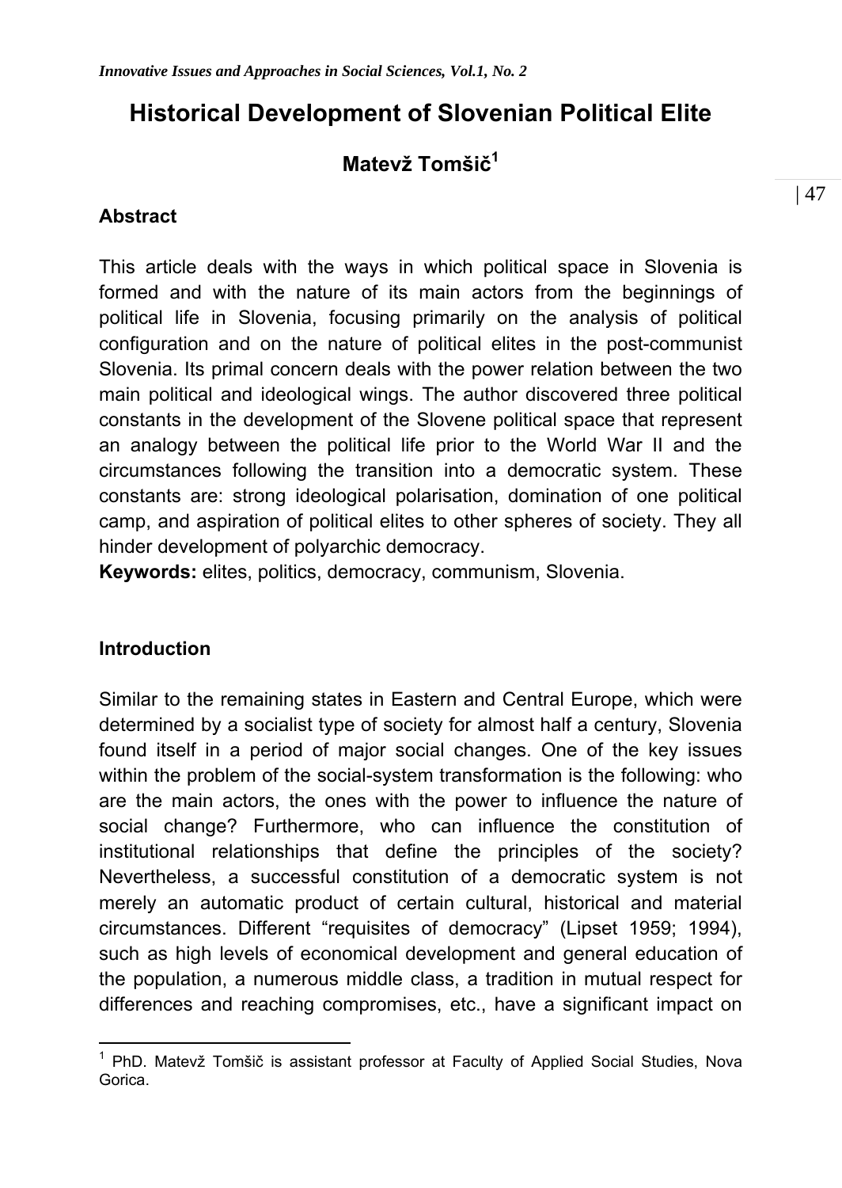# Historical Development of Slovenian Political Elite

## Matevž Tomšič[1]

### Abstract

This article deals with the ways in which political space in Slovenia is formed and with the nature of its main actors from the beginnings of political life in Slovenia, focusing primarily on the analysis of political configuration and on the nature of political elites in the post-communist Slovenia. Its primal concern deals with the power relation between the two main political and ideological wings. The author discovered three political constants in the development of the Slovene political space that represent an analogy between the political life prior to the World War II and the circumstances following the transition into a democratic system. These constants are: strong ideological polarisation, domination of one political camp, and aspiration of political elites to other spheres of society. They all hinder development of polyarchic democracy.

**Keywords:** elites, politics, democracy, communism, Slovenia.

### Introduction

Similar to the remaining states in Eastern and Central Europe, which were determined by a socialist type of society for almost half a century, Slovenia found itself in a period of major social changes. One of the key issues within the problem of the social-system transformation is the following: who are the main actors, the ones with the power to influence the nature of social change? Furthermore, who can influence the constitution of institutional relationships that define the principles of the society? Nevertheless, a successful constitution of a democratic system is not merely an automatic product of certain cultural, historical and material circumstances. Different "requisites of democracy" (Lipset 1959; 1994), such as high levels of economical development and general education of the population, a numerous middle class, a tradition in mutual respect for differences and reaching compromises, etc., have a significant impact on

[1] PhD. Matevž Tomšič is assistant professor at Faculty of Applied Social Studies, Nova Gorica.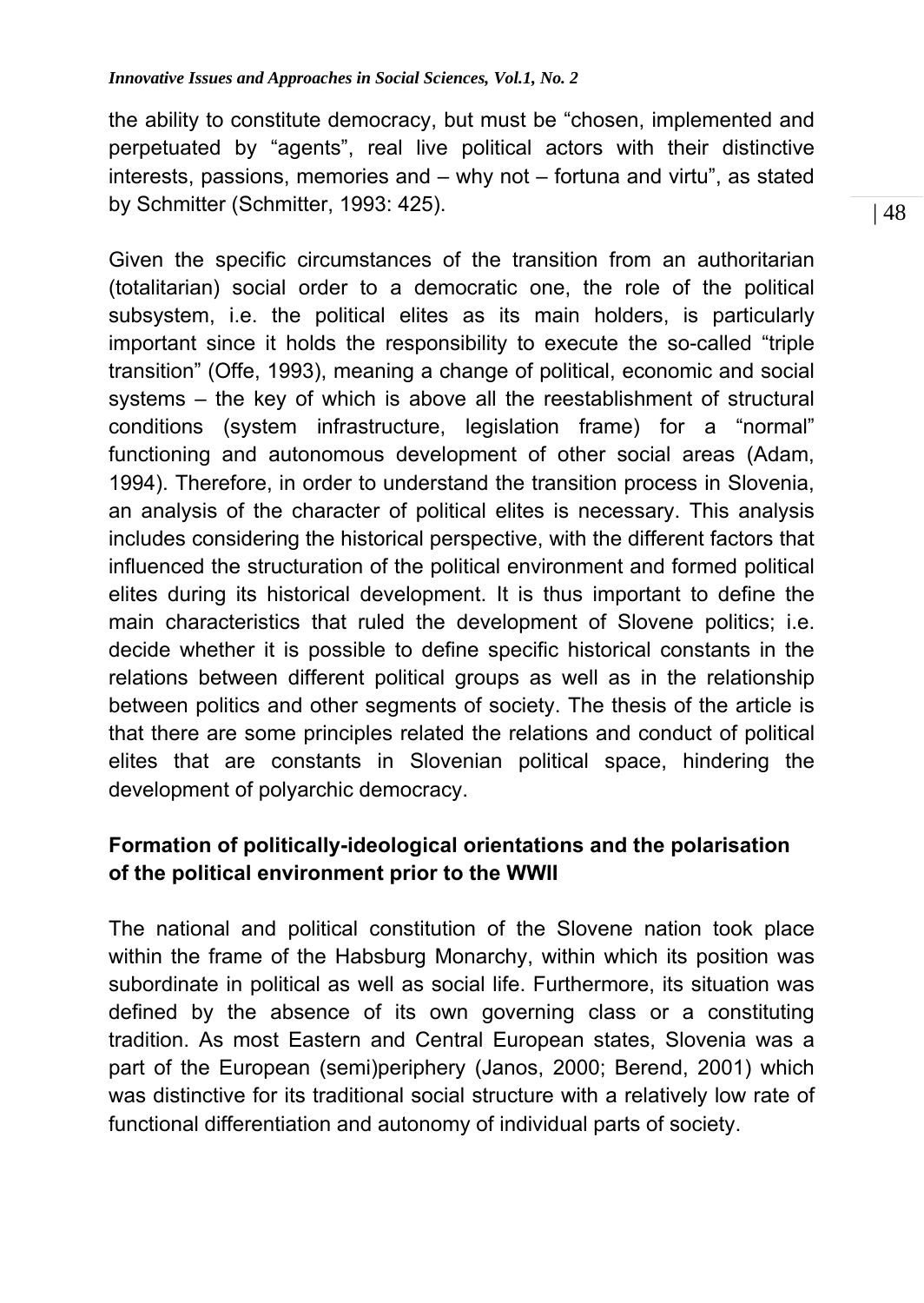the ability to constitute democracy, but must be "chosen, implemented and perpetuated by "agents", real live political actors with their distinctive interests, passions, memories and – why not – fortuna and virtu", as stated by Schmitter (Schmitter, 1993: 425).

Given the specific circumstances of the transition from an authoritarian (totalitarian) social order to a democratic one, the role of the political subsystem, i.e. the political elites as its main holders, is particularly important since it holds the responsibility to execute the so-called "triple transition" (Offe, 1993), meaning a change of political, economic and social systems – the key of which is above all the reestablishment of structural conditions (system infrastructure, legislation frame) for a "normal" functioning and autonomous development of other social areas (Adam, 1994). Therefore, in order to understand the transition process in Slovenia, an analysis of the character of political elites is necessary. This analysis includes considering the historical perspective, with the different factors that influenced the structuration of the political environment and formed political elites during its historical development. It is thus important to define the main characteristics that ruled the development of Slovene politics; i.e. decide whether it is possible to define specific historical constants in the relations between different political groups as well as in the relationship between politics and other segments of society. The thesis of the article is that there are some principles related the relations and conduct of political elites that are constants in Slovenian political space, hindering the development of polyarchic democracy.

## Formation of politically-ideological orientations and the polarisation of the political environment prior to the WWII

The national and political constitution of the Slovene nation took place within the frame of the Habsburg Monarchy, within which its position was subordinate in political as well as social life. Furthermore, its situation was defined by the absence of its own governing class or a constituting tradition. As most Eastern and Central European states, Slovenia was a part of the European (semi)periphery (Janos, 2000; Berend, 2001) which was distinctive for its traditional social structure with a relatively low rate of functional differentiation and autonomy of individual parts of society.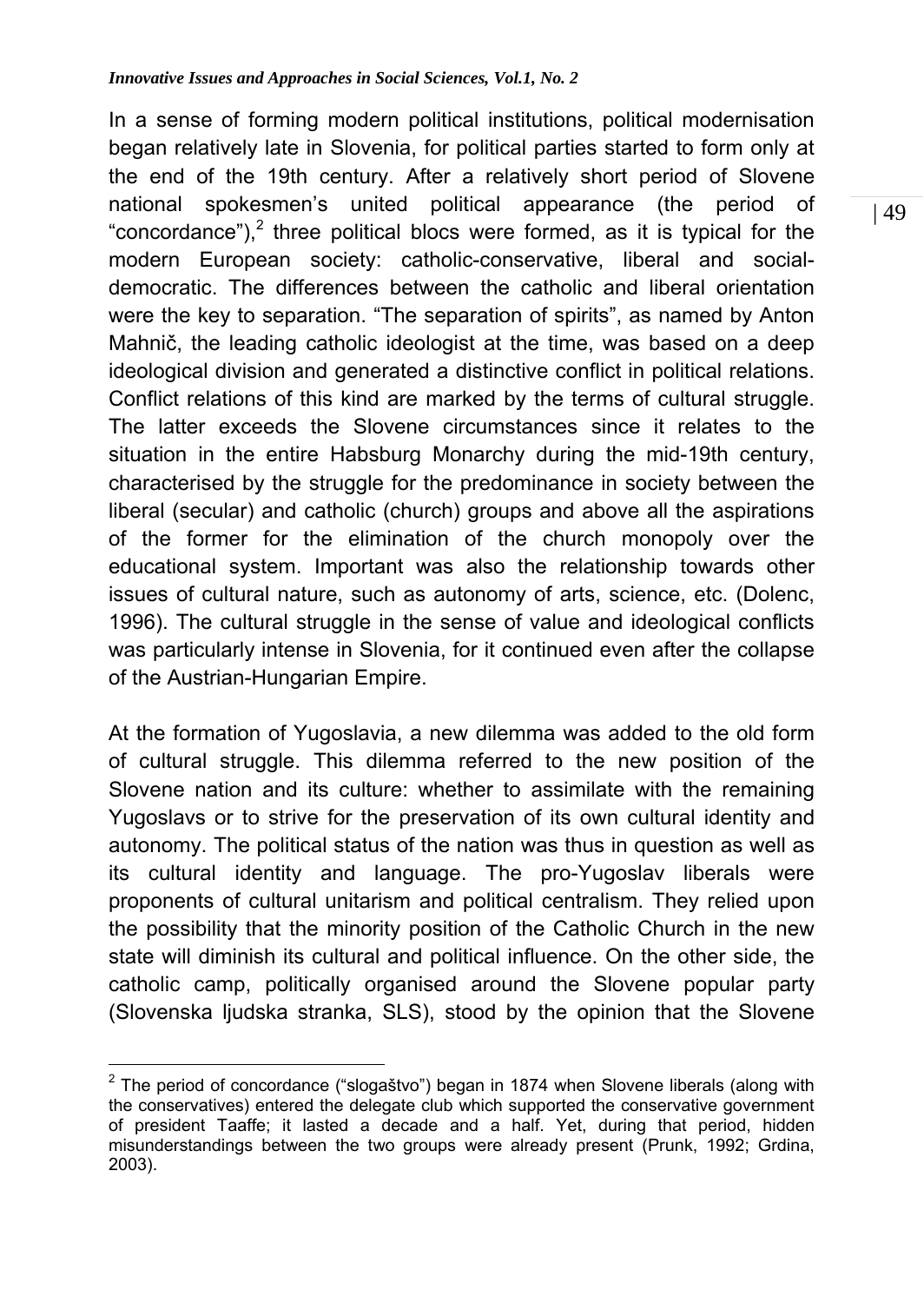In a sense of forming modern political institutions, political modernisation began relatively late in Slovenia, for political parties started to form only at the end of the 19th century. After a relatively short period of Slovene national spokesmen's united political appearance (the period of "concordance"),[2] three political blocs were formed, as it is typical for the modern European society: catholic-conservative, liberal and social-democratic. The differences between the catholic and liberal orientation were the key to separation. "The separation of spirits", as named by Anton Mahnič, the leading catholic ideologist at the time, was based on a deep ideological division and generated a distinctive conflict in political relations. Conflict relations of this kind are marked by the terms of cultural struggle. The latter exceeds the Slovene circumstances since it relates to the situation in the entire Habsburg Monarchy during the mid-19th century, characterised by the struggle for the predominance in society between the liberal (secular) and catholic (church) groups and above all the aspirations of the former for the elimination of the church monopoly over the educational system. Important was also the relationship towards other issues of cultural nature, such as autonomy of arts, science, etc. (Dolenc, 1996). The cultural struggle in the sense of value and ideological conflicts was particularly intense in Slovenia, for it continued even after the collapse of the Austrian-Hungarian Empire.

At the formation of Yugoslavia, a new dilemma was added to the old form of cultural struggle. This dilemma referred to the new position of the Slovene nation and its culture: whether to assimilate with the remaining Yugoslavs or to strive for the preservation of its own cultural identity and autonomy. The political status of the nation was thus in question as well as its cultural identity and language. The pro-Yugoslav liberals were proponents of cultural unitarism and political centralism. They relied upon the possibility that the minority position of the Catholic Church in the new state will diminish its cultural and political influence. On the other side, the catholic camp, politically organised around the Slovene popular party (Slovenska ljudska stranka, SLS), stood by the opinion that the Slovene

[2] The period of concordance ("slogaštvo") began in 1874 when Slovene liberals (along with the conservatives) entered the delegate club which supported the conservative government of president Taaffe; it lasted a decade and a half. Yet, during that period, hidden misunderstandings between the two groups were already present (Prunk, 1992; Grdina, 2003).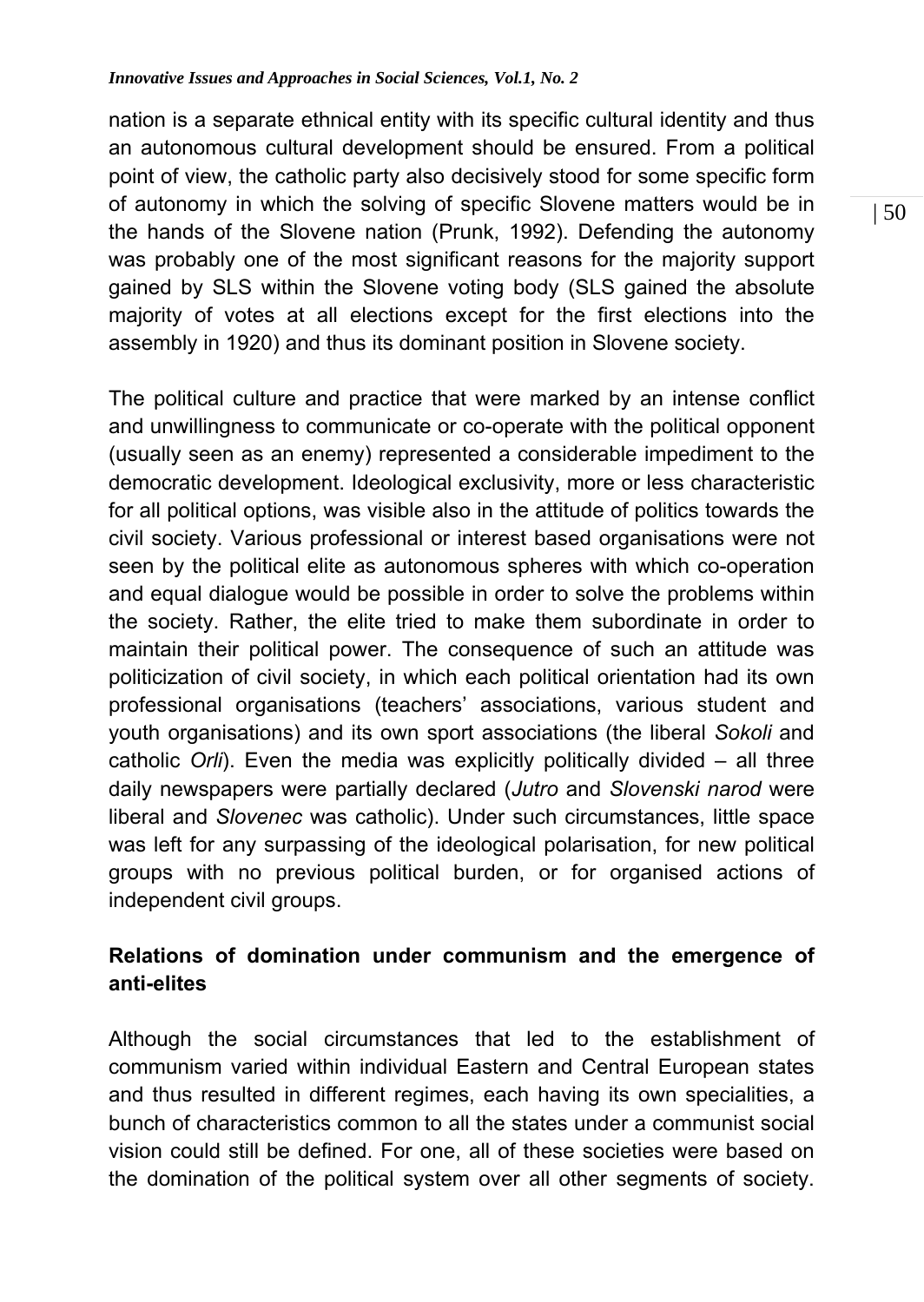nation is a separate ethnical entity with its specific cultural identity and thus an autonomous cultural development should be ensured. From a political point of view, the catholic party also decisively stood for some specific form of autonomy in which the solving of specific Slovene matters would be in the hands of the Slovene nation (Prunk, 1992). Defending the autonomy was probably one of the most significant reasons for the majority support gained by SLS within the Slovene voting body (SLS gained the absolute majority of votes at all elections except for the first elections into the assembly in 1920) and thus its dominant position in Slovene society.

The political culture and practice that were marked by an intense conflict and unwillingness to communicate or co-operate with the political opponent (usually seen as an enemy) represented a considerable impediment to the democratic development. Ideological exclusivity, more or less characteristic for all political options, was visible also in the attitude of politics towards the civil society. Various professional or interest based organisations were not seen by the political elite as autonomous spheres with which co-operation and equal dialogue would be possible in order to solve the problems within the society. Rather, the elite tried to make them subordinate in order to maintain their political power. The consequence of such an attitude was politicization of civil society, in which each political orientation had its own professional organisations (teachers' associations, various student and youth organisations) and its own sport associations (the liberal *Sokoli* and catholic *Orli*). Even the media was explicitly politically divided – all three daily newspapers were partially declared (*Jutro* and *Slovenski narod* were liberal and *Slovenec* was catholic). Under such circumstances, little space was left for any surpassing of the ideological polarisation, for new political groups with no previous political burden, or for organised actions of independent civil groups.

## Relations of domination under communism and the emergence of anti-elites

Although the social circumstances that led to the establishment of communism varied within individual Eastern and Central European states and thus resulted in different regimes, each having its own specialities, a bunch of characteristics common to all the states under a communist social vision could still be defined. For one, all of these societies were based on the domination of the political system over all other segments of society.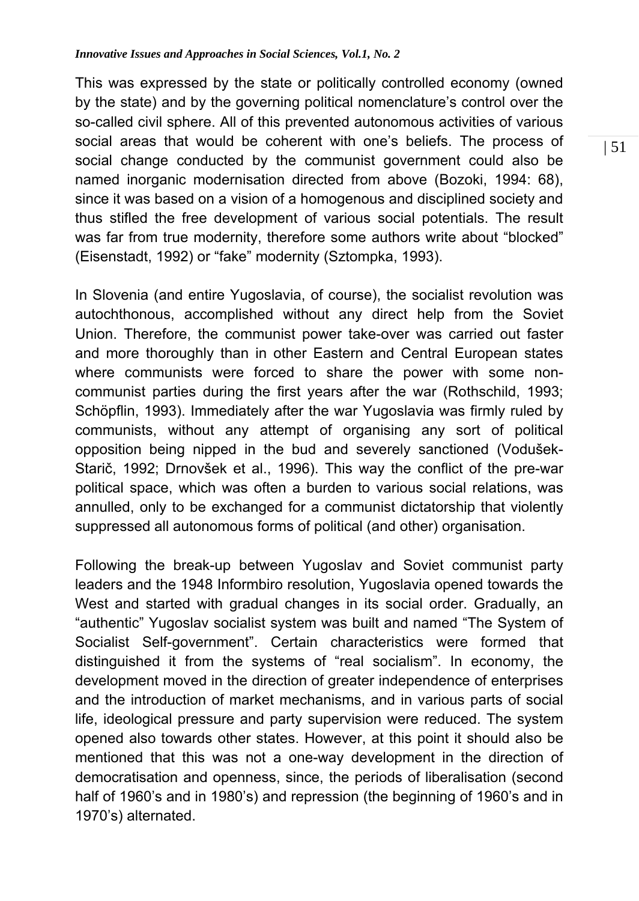This was expressed by the state or politically controlled economy (owned by the state) and by the governing political nomenclature's control over the so-called civil sphere. All of this prevented autonomous activities of various social areas that would be coherent with one's beliefs. The process of social change conducted by the communist government could also be named inorganic modernisation directed from above (Bozoki, 1994: 68), since it was based on a vision of a homogenous and disciplined society and thus stifled the free development of various social potentials. The result was far from true modernity, therefore some authors write about "blocked" (Eisenstadt, 1992) or "fake" modernity (Sztompka, 1993).

In Slovenia (and entire Yugoslavia, of course), the socialist revolution was autochthonous, accomplished without any direct help from the Soviet Union. Therefore, the communist power take-over was carried out faster and more thoroughly than in other Eastern and Central European states where communists were forced to share the power with some non-communist parties during the first years after the war (Rothschild, 1993; Schöpflin, 1993). Immediately after the war Yugoslavia was firmly ruled by communists, without any attempt of organising any sort of political opposition being nipped in the bud and severely sanctioned (Vodušek-Starič, 1992; Drnovšek et al., 1996). This way the conflict of the pre-war political space, which was often a burden to various social relations, was annulled, only to be exchanged for a communist dictatorship that violently suppressed all autonomous forms of political (and other) organisation.

Following the break-up between Yugoslav and Soviet communist party leaders and the 1948 Informbiro resolution, Yugoslavia opened towards the West and started with gradual changes in its social order. Gradually, an "authentic" Yugoslav socialist system was built and named "The System of Socialist Self-government". Certain characteristics were formed that distinguished it from the systems of "real socialism". In economy, the development moved in the direction of greater independence of enterprises and the introduction of market mechanisms, and in various parts of social life, ideological pressure and party supervision were reduced. The system opened also towards other states. However, at this point it should also be mentioned that this was not a one-way development in the direction of democratisation and openness, since, the periods of liberalisation (second half of 1960's and in 1980's) and repression (the beginning of 1960's and in 1970's) alternated.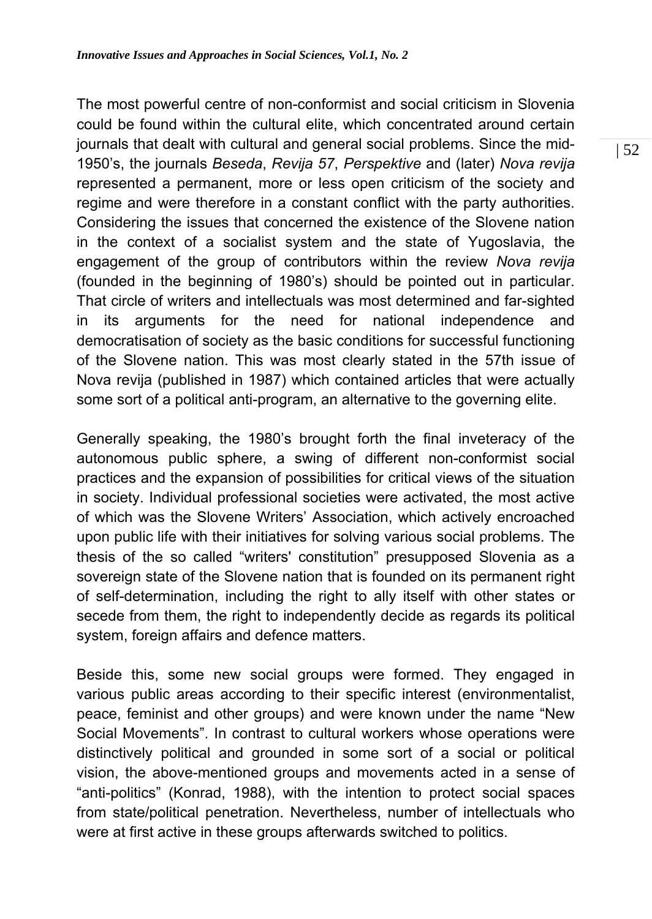The most powerful centre of non-conformist and social criticism in Slovenia could be found within the cultural elite, which concentrated around certain journals that dealt with cultural and general social problems. Since the mid-1950's, the journals *Beseda*, *Revija 57*, *Perspektive* and (later) *Nova revija* represented a permanent, more or less open criticism of the society and regime and were therefore in a constant conflict with the party authorities. Considering the issues that concerned the existence of the Slovene nation in the context of a socialist system and the state of Yugoslavia, the engagement of the group of contributors within the review *Nova revija* (founded in the beginning of 1980's) should be pointed out in particular. That circle of writers and intellectuals was most determined and far-sighted in its arguments for the need for national independence and democratisation of society as the basic conditions for successful functioning of the Slovene nation. This was most clearly stated in the 57th issue of Nova revija (published in 1987) which contained articles that were actually some sort of a political anti-program, an alternative to the governing elite.

Generally speaking, the 1980's brought forth the final inveteracy of the autonomous public sphere, a swing of different non-conformist social practices and the expansion of possibilities for critical views of the situation in society. Individual professional societies were activated, the most active of which was the Slovene Writers' Association, which actively encroached upon public life with their initiatives for solving various social problems. The thesis of the so called "writers' constitution" presupposed Slovenia as a sovereign state of the Slovene nation that is founded on its permanent right of self-determination, including the right to ally itself with other states or secede from them, the right to independently decide as regards its political system, foreign affairs and defence matters.

Beside this, some new social groups were formed. They engaged in various public areas according to their specific interest (environmentalist, peace, feminist and other groups) and were known under the name "New Social Movements". In contrast to cultural workers whose operations were distinctively political and grounded in some sort of a social or political vision, the above-mentioned groups and movements acted in a sense of "anti-politics" (Konrad, 1988), with the intention to protect social spaces from state/political penetration. Nevertheless, number of intellectuals who were at first active in these groups afterwards switched to politics.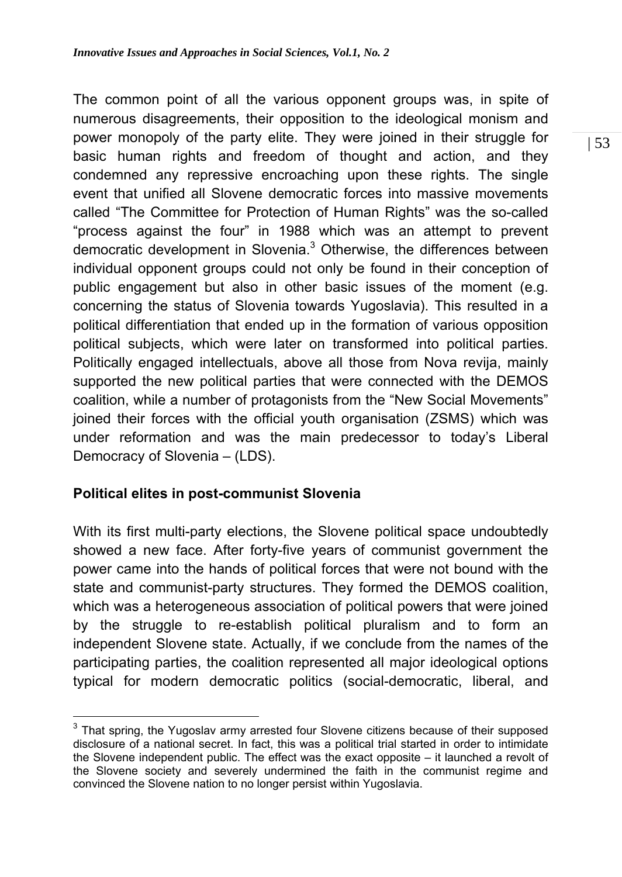The common point of all the various opponent groups was, in spite of numerous disagreements, their opposition to the ideological monism and power monopoly of the party elite. They were joined in their struggle for basic human rights and freedom of thought and action, and they condemned any repressive encroaching upon these rights. The single event that unified all Slovene democratic forces into massive movements called "The Committee for Protection of Human Rights" was the so-called "process against the four" in 1988 which was an attempt to prevent democratic development in Slovenia.[3] Otherwise, the differences between individual opponent groups could not only be found in their conception of public engagement but also in other basic issues of the moment (e.g. concerning the status of Slovenia towards Yugoslavia). This resulted in a political differentiation that ended up in the formation of various opposition political subjects, which were later on transformed into political parties. Politically engaged intellectuals, above all those from Nova revija, mainly supported the new political parties that were connected with the DEMOS coalition, while a number of protagonists from the "New Social Movements" joined their forces with the official youth organisation (ZSMS) which was under reformation and was the main predecessor to today's Liberal Democracy of Slovenia – (LDS).

**Political elites in post-communist Slovenia**

With its first multi-party elections, the Slovene political space undoubtedly showed a new face. After forty-five years of communist government the power came into the hands of political forces that were not bound with the state and communist-party structures. They formed the DEMOS coalition, which was a heterogeneous association of political powers that were joined by the struggle to re-establish political pluralism and to form an independent Slovene state. Actually, if we conclude from the names of the participating parties, the coalition represented all major ideological options typical for modern democratic politics (social-democratic, liberal, and

---

[3] That spring, the Yugoslav army arrested four Slovene citizens because of their supposed disclosure of a national secret. In fact, this was a political trial started in order to intimidate the Slovene independent public. The effect was the exact opposite – it launched a revolt of the Slovene society and severely undermined the faith in the communist regime and convinced the Slovene nation to no longer persist within Yugoslavia.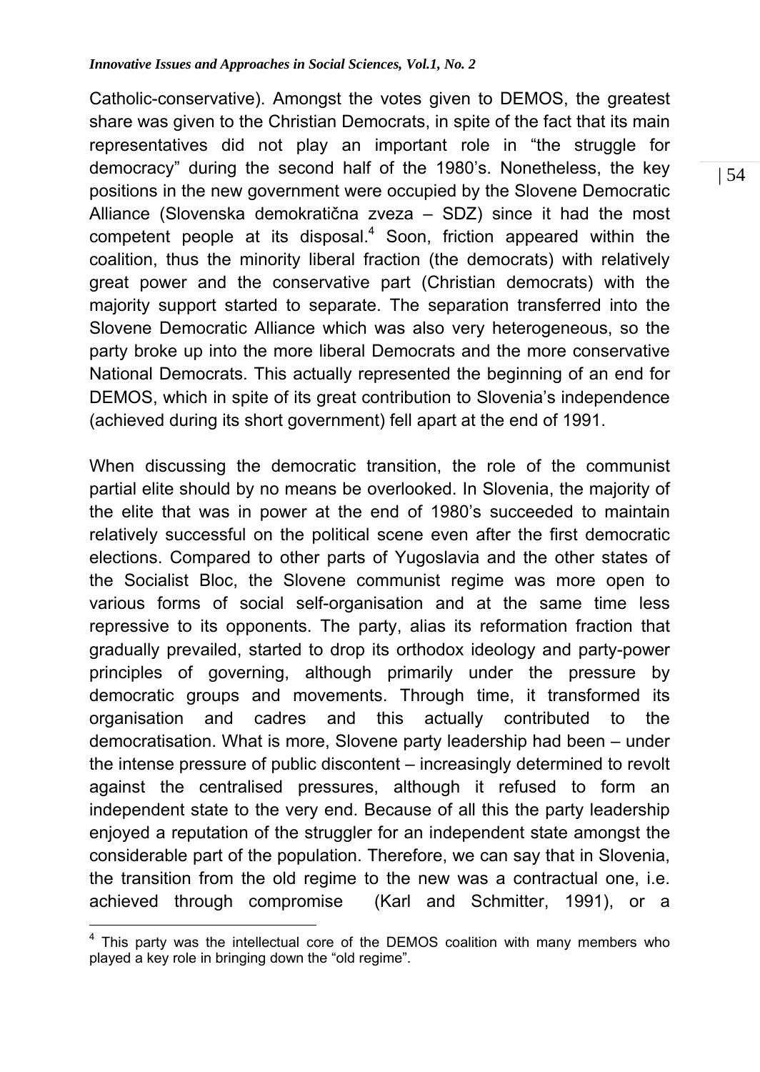Catholic-conservative). Amongst the votes given to DEMOS, the greatest share was given to the Christian Democrats, in spite of the fact that its main representatives did not play an important role in "the struggle for democracy" during the second half of the 1980's. Nonetheless, the key positions in the new government were occupied by the Slovene Democratic Alliance (Slovenska demokratična zveza – SDZ) since it had the most competent people at its disposal.[4] Soon, friction appeared within the coalition, thus the minority liberal fraction (the democrats) with relatively great power and the conservative part (Christian democrats) with the majority support started to separate. The separation transferred into the Slovene Democratic Alliance which was also very heterogeneous, so the party broke up into the more liberal Democrats and the more conservative National Democrats. This actually represented the beginning of an end for DEMOS, which in spite of its great contribution to Slovenia's independence (achieved during its short government) fell apart at the end of 1991.

When discussing the democratic transition, the role of the communist partial elite should by no means be overlooked. In Slovenia, the majority of the elite that was in power at the end of 1980's succeeded to maintain relatively successful on the political scene even after the first democratic elections. Compared to other parts of Yugoslavia and the other states of the Socialist Bloc, the Slovene communist regime was more open to various forms of social self-organisation and at the same time less repressive to its opponents. The party, alias its reformation fraction that gradually prevailed, started to drop its orthodox ideology and party-power principles of governing, although primarily under the pressure by democratic groups and movements. Through time, it transformed its organisation and cadres and this actually contributed to the democratisation. What is more, Slovene party leadership had been – under the intense pressure of public discontent – increasingly determined to revolt against the centralised pressures, although it refused to form an independent state to the very end. Because of all this the party leadership enjoyed a reputation of the struggler for an independent state amongst the considerable part of the population. Therefore, we can say that in Slovenia, the transition from the old regime to the new was a contractual one, i.e. achieved through compromise (Karl and Schmitter, 1991), or a

[4] This party was the intellectual core of the DEMOS coalition with many members who played a key role in bringing down the "old regime".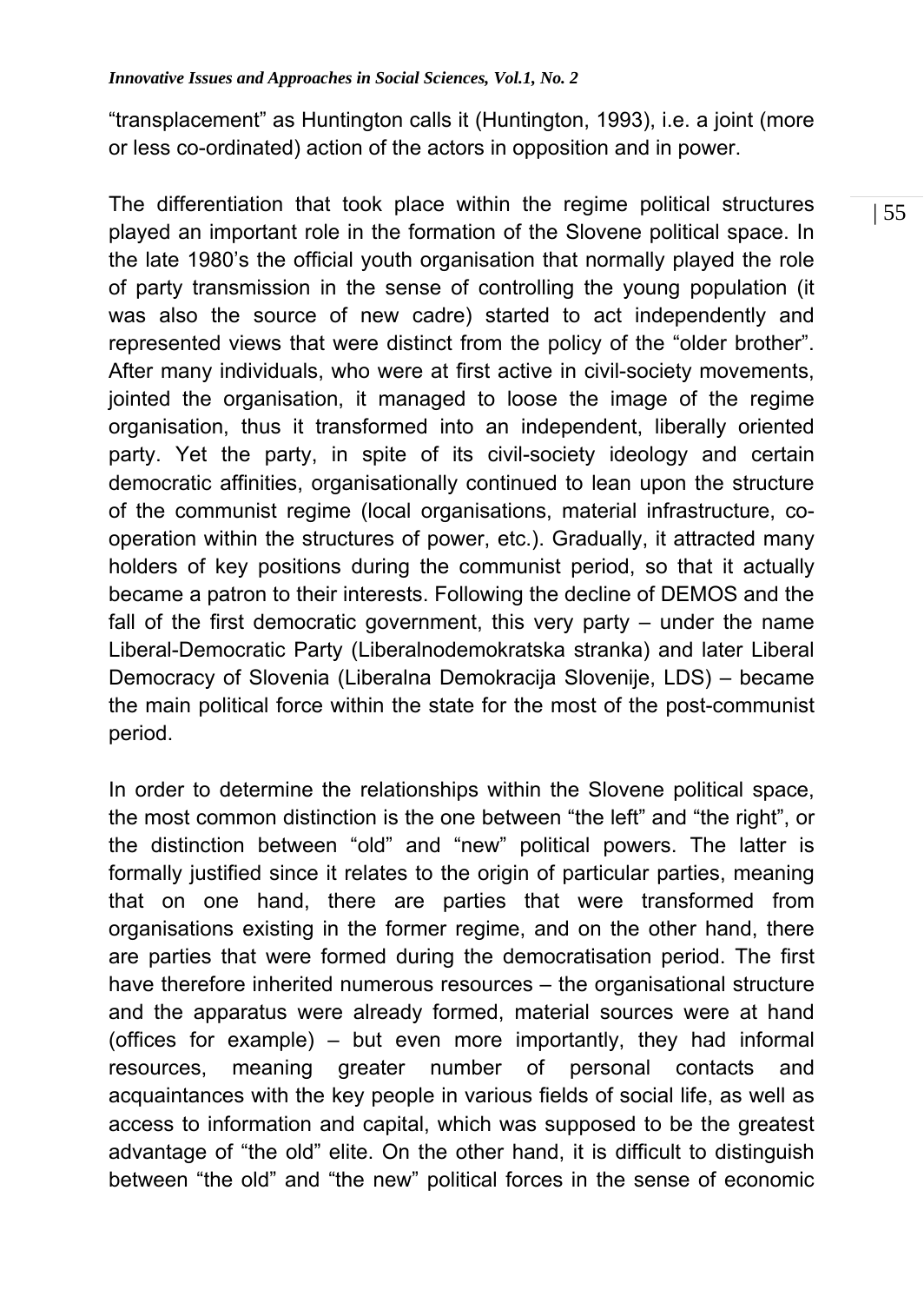"transplacement" as Huntington calls it (Huntington, 1993), i.e. a joint (more or less co-ordinated) action of the actors in opposition and in power.

The differentiation that took place within the regime political structures played an important role in the formation of the Slovene political space. In the late 1980's the official youth organisation that normally played the role of party transmission in the sense of controlling the young population (it was also the source of new cadre) started to act independently and represented views that were distinct from the policy of the "older brother". After many individuals, who were at first active in civil-society movements, jointed the organisation, it managed to loose the image of the regime organisation, thus it transformed into an independent, liberally oriented party. Yet the party, in spite of its civil-society ideology and certain democratic affinities, organisationally continued to lean upon the structure of the communist regime (local organisations, material infrastructure, co-operation within the structures of power, etc.). Gradually, it attracted many holders of key positions during the communist period, so that it actually became a patron to their interests. Following the decline of DEMOS and the fall of the first democratic government, this very party – under the name Liberal-Democratic Party (Liberalnodemokratska stranka) and later Liberal Democracy of Slovenia (Liberalna Demokracija Slovenije, LDS) – became the main political force within the state for the most of the post-communist period.

In order to determine the relationships within the Slovene political space, the most common distinction is the one between "the left" and "the right", or the distinction between "old" and "new" political powers. The latter is formally justified since it relates to the origin of particular parties, meaning that on one hand, there are parties that were transformed from organisations existing in the former regime, and on the other hand, there are parties that were formed during the democratisation period. The first have therefore inherited numerous resources – the organisational structure and the apparatus were already formed, material sources were at hand (offices for example) – but even more importantly, they had informal resources, meaning greater number of personal contacts and acquaintances with the key people in various fields of social life, as well as access to information and capital, which was supposed to be the greatest advantage of "the old" elite. On the other hand, it is difficult to distinguish between "the old" and "the new" political forces in the sense of economic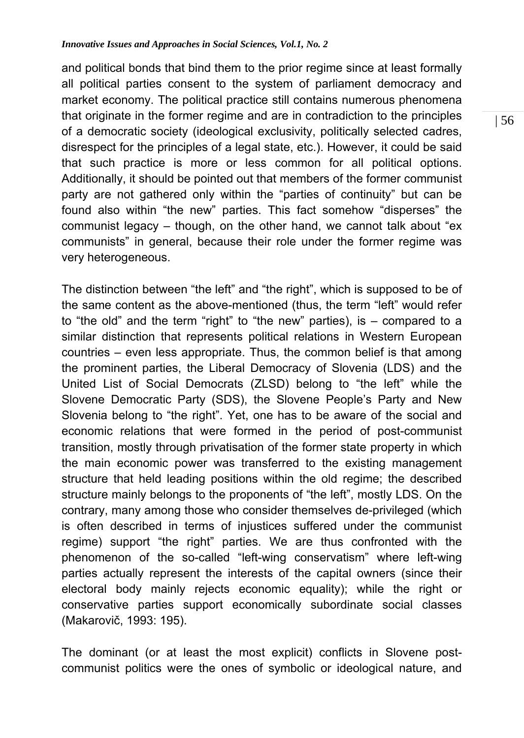and political bonds that bind them to the prior regime since at least formally all political parties consent to the system of parliament democracy and market economy. The political practice still contains numerous phenomena that originate in the former regime and are in contradiction to the principles of a democratic society (ideological exclusivity, politically selected cadres, disrespect for the principles of a legal state, etc.). However, it could be said that such practice is more or less common for all political options. Additionally, it should be pointed out that members of the former communist party are not gathered only within the "parties of continuity" but can be found also within "the new" parties. This fact somehow "disperses" the communist legacy – though, on the other hand, we cannot talk about "ex communists" in general, because their role under the former regime was very heterogeneous.

The distinction between "the left" and "the right", which is supposed to be of the same content as the above-mentioned (thus, the term "left" would refer to "the old" and the term "right" to "the new" parties), is – compared to a similar distinction that represents political relations in Western European countries – even less appropriate. Thus, the common belief is that among the prominent parties, the Liberal Democracy of Slovenia (LDS) and the United List of Social Democrats (ZLSD) belong to "the left" while the Slovene Democratic Party (SDS), the Slovene People's Party and New Slovenia belong to "the right". Yet, one has to be aware of the social and economic relations that were formed in the period of post-communist transition, mostly through privatisation of the former state property in which the main economic power was transferred to the existing management structure that held leading positions within the old regime; the described structure mainly belongs to the proponents of "the left", mostly LDS. On the contrary, many among those who consider themselves de-privileged (which is often described in terms of injustices suffered under the communist regime) support "the right" parties. We are thus confronted with the phenomenon of the so-called "left-wing conservatism" where left-wing parties actually represent the interests of the capital owners (since their electoral body mainly rejects economic equality); while the right or conservative parties support economically subordinate social classes (Makarovič, 1993: 195).

The dominant (or at least the most explicit) conflicts in Slovene post-communist politics were the ones of symbolic or ideological nature, and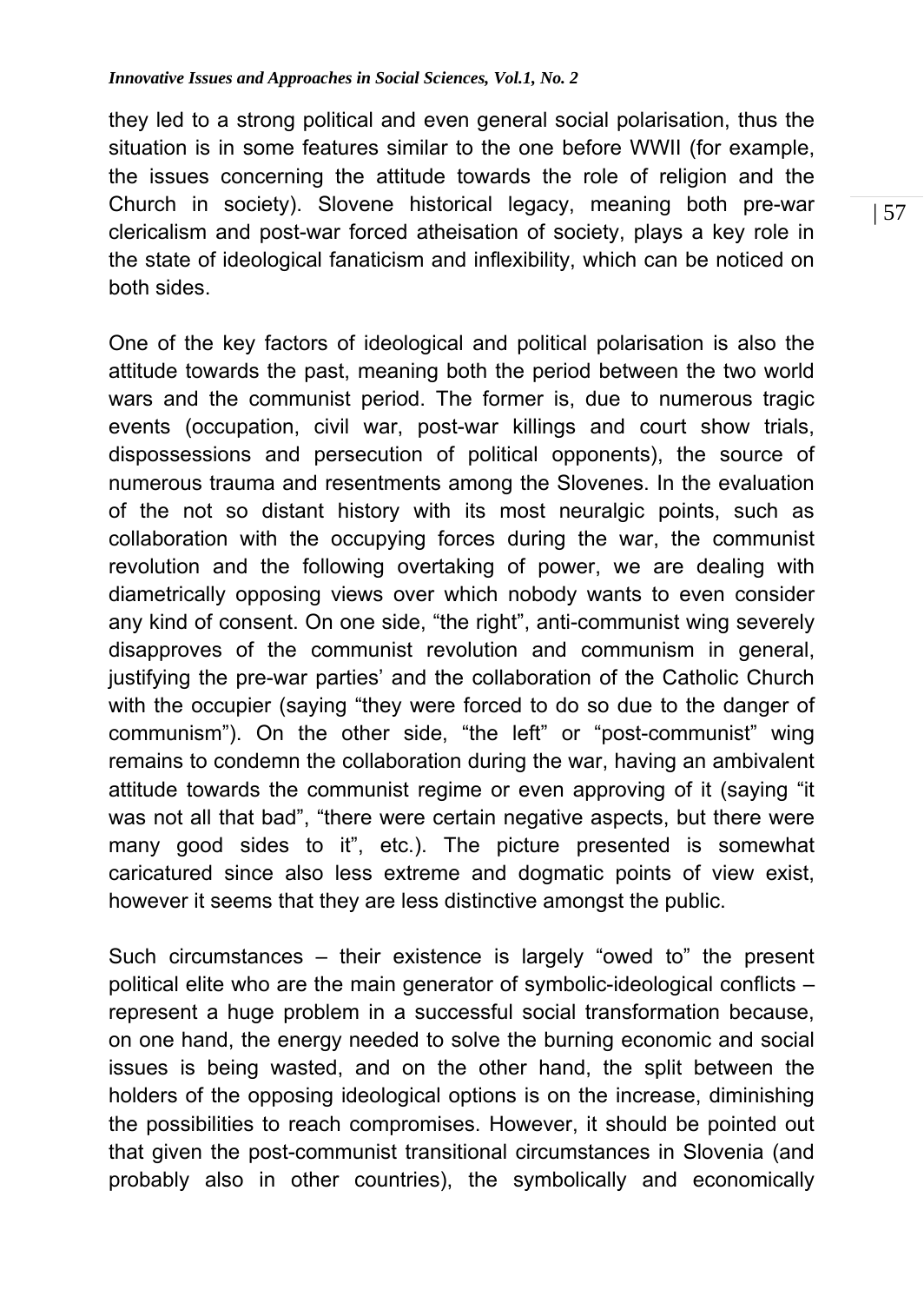they led to a strong political and even general social polarisation, thus the situation is in some features similar to the one before WWII (for example, the issues concerning the attitude towards the role of religion and the Church in society). Slovene historical legacy, meaning both pre-war clericalism and post-war forced atheisation of society, plays a key role in the state of ideological fanaticism and inflexibility, which can be noticed on both sides.

One of the key factors of ideological and political polarisation is also the attitude towards the past, meaning both the period between the two world wars and the communist period. The former is, due to numerous tragic events (occupation, civil war, post-war killings and court show trials, dispossessions and persecution of political opponents), the source of numerous trauma and resentments among the Slovenes. In the evaluation of the not so distant history with its most neuralgic points, such as collaboration with the occupying forces during the war, the communist revolution and the following overtaking of power, we are dealing with diametrically opposing views over which nobody wants to even consider any kind of consent. On one side, "the right", anti-communist wing severely disapproves of the communist revolution and communism in general, justifying the pre-war parties' and the collaboration of the Catholic Church with the occupier (saying "they were forced to do so due to the danger of communism"). On the other side, "the left" or "post-communist" wing remains to condemn the collaboration during the war, having an ambivalent attitude towards the communist regime or even approving of it (saying "it was not all that bad", "there were certain negative aspects, but there were many good sides to it", etc.). The picture presented is somewhat caricatured since also less extreme and dogmatic points of view exist, however it seems that they are less distinctive amongst the public.

Such circumstances – their existence is largely "owed to" the present political elite who are the main generator of symbolic-ideological conflicts – represent a huge problem in a successful social transformation because, on one hand, the energy needed to solve the burning economic and social issues is being wasted, and on the other hand, the split between the holders of the opposing ideological options is on the increase, diminishing the possibilities to reach compromises. However, it should be pointed out that given the post-communist transitional circumstances in Slovenia (and probably also in other countries), the symbolically and economically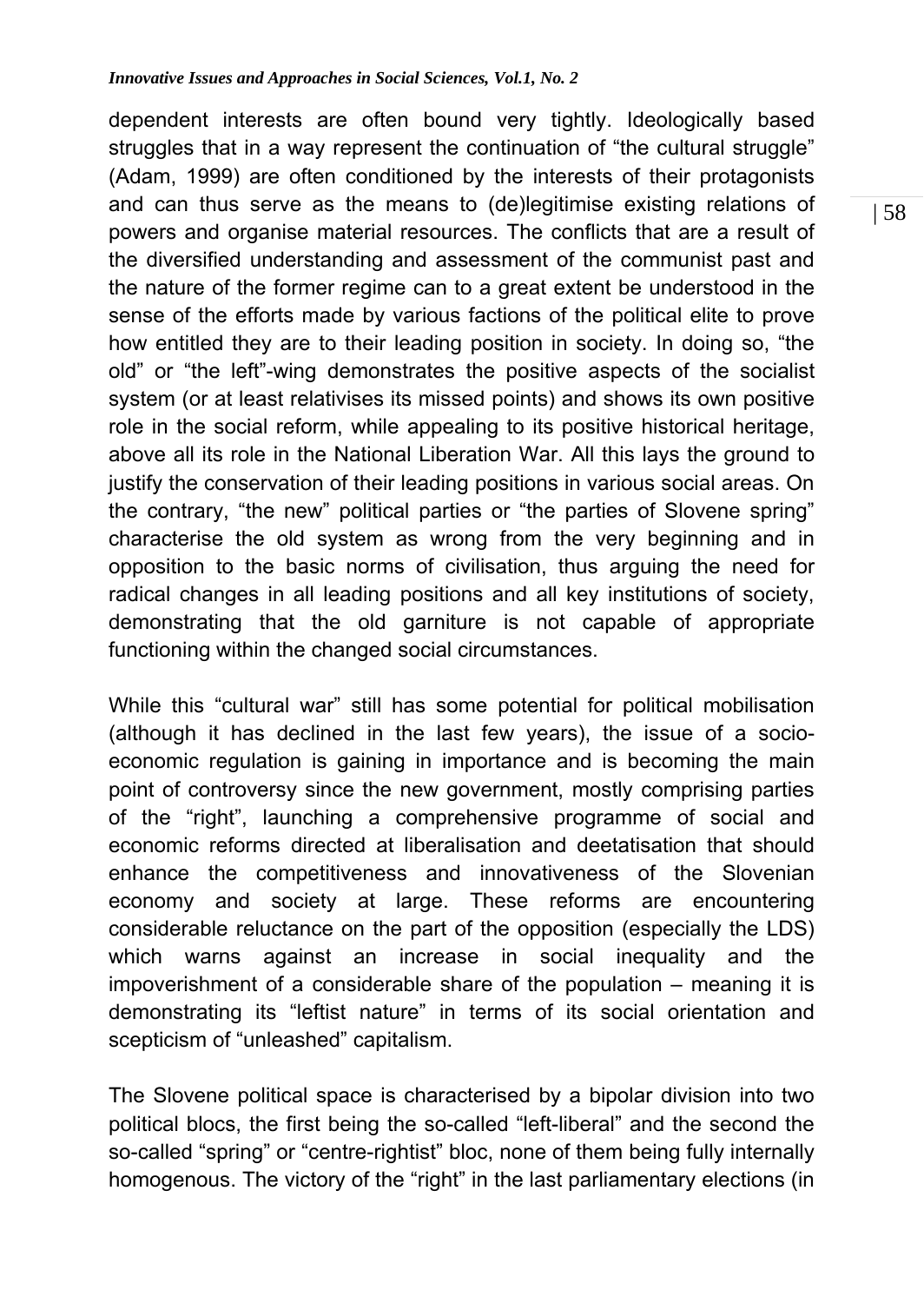dependent interests are often bound very tightly. Ideologically based struggles that in a way represent the continuation of "the cultural struggle" (Adam, 1999) are often conditioned by the interests of their protagonists and can thus serve as the means to (de)legitimise existing relations of powers and organise material resources. The conflicts that are a result of the diversified understanding and assessment of the communist past and the nature of the former regime can to a great extent be understood in the sense of the efforts made by various factions of the political elite to prove how entitled they are to their leading position in society. In doing so, "the old" or "the left"-wing demonstrates the positive aspects of the socialist system (or at least relativises its missed points) and shows its own positive role in the social reform, while appealing to its positive historical heritage, above all its role in the National Liberation War. All this lays the ground to justify the conservation of their leading positions in various social areas. On the contrary, "the new" political parties or "the parties of Slovene spring" characterise the old system as wrong from the very beginning and in opposition to the basic norms of civilisation, thus arguing the need for radical changes in all leading positions and all key institutions of society, demonstrating that the old garniture is not capable of appropriate functioning within the changed social circumstances.

While this "cultural war" still has some potential for political mobilisation (although it has declined in the last few years), the issue of a socio-economic regulation is gaining in importance and is becoming the main point of controversy since the new government, mostly comprising parties of the "right", launching a comprehensive programme of social and economic reforms directed at liberalisation and deetatisation that should enhance the competitiveness and innovativeness of the Slovenian economy and society at large. These reforms are encountering considerable reluctance on the part of the opposition (especially the LDS) which warns against an increase in social inequality and the impoverishment of a considerable share of the population – meaning it is demonstrating its "leftist nature" in terms of its social orientation and scepticism of "unleashed" capitalism.

The Slovene political space is characterised by a bipolar division into two political blocs, the first being the so-called "left-liberal" and the second the so-called "spring" or "centre-rightist" bloc, none of them being fully internally homogenous. The victory of the "right" in the last parliamentary elections (in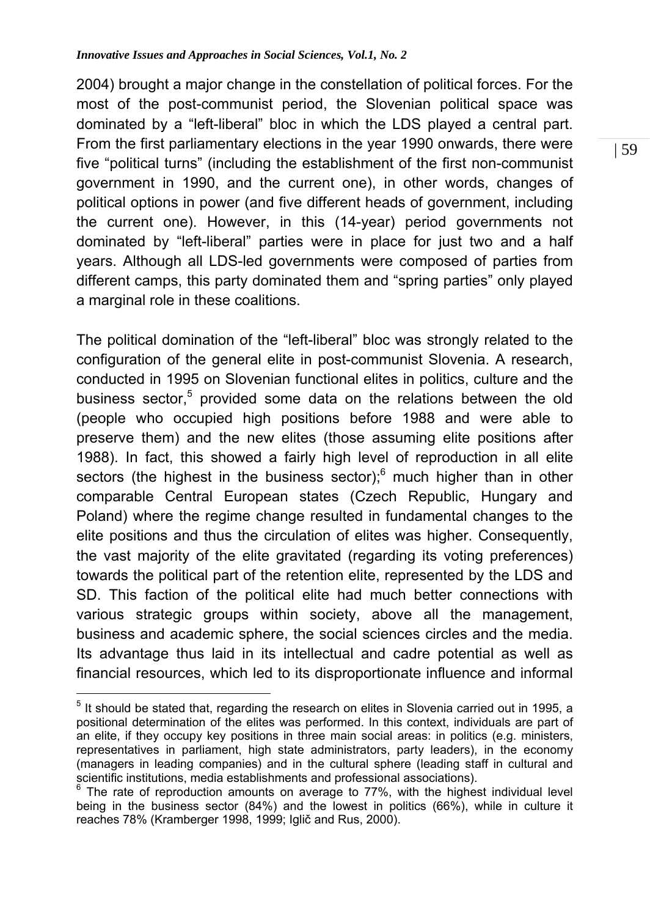2004) brought a major change in the constellation of political forces. For the most of the post-communist period, the Slovenian political space was dominated by a "left-liberal" bloc in which the LDS played a central part. From the first parliamentary elections in the year 1990 onwards, there were five "political turns" (including the establishment of the first non-communist government in 1990, and the current one), in other words, changes of political options in power (and five different heads of government, including the current one). However, in this (14-year) period governments not dominated by "left-liberal" parties were in place for just two and a half years. Although all LDS-led governments were composed of parties from different camps, this party dominated them and "spring parties" only played a marginal role in these coalitions.

The political domination of the "left-liberal" bloc was strongly related to the configuration of the general elite in post-communist Slovenia. A research, conducted in 1995 on Slovenian functional elites in politics, culture and the business sector,[5] provided some data on the relations between the old (people who occupied high positions before 1988 and were able to preserve them) and the new elites (those assuming elite positions after 1988). In fact, this showed a fairly high level of reproduction in all elite sectors (the highest in the business sector);[6] much higher than in other comparable Central European states (Czech Republic, Hungary and Poland) where the regime change resulted in fundamental changes to the elite positions and thus the circulation of elites was higher. Consequently, the vast majority of the elite gravitated (regarding its voting preferences) towards the political part of the retention elite, represented by the LDS and SD. This faction of the political elite had much better connections with various strategic groups within society, above all the management, business and academic sphere, the social sciences circles and the media. Its advantage thus laid in its intellectual and cadre potential as well as financial resources, which led to its disproportionate influence and informal

[5] It should be stated that, regarding the research on elites in Slovenia carried out in 1995, a positional determination of the elites was performed. In this context, individuals are part of an elite, if they occupy key positions in three main social areas: in politics (e.g. ministers, representatives in parliament, high state administrators, party leaders), in the economy (managers in leading companies) and in the cultural sphere (leading staff in cultural and scientific institutions, media establishments and professional associations).

[6] The rate of reproduction amounts on average to 77%, with the highest individual level being in the business sector (84%) and the lowest in politics (66%), while in culture it reaches 78% (Kramberger 1998, 1999; Iglič and Rus, 2000).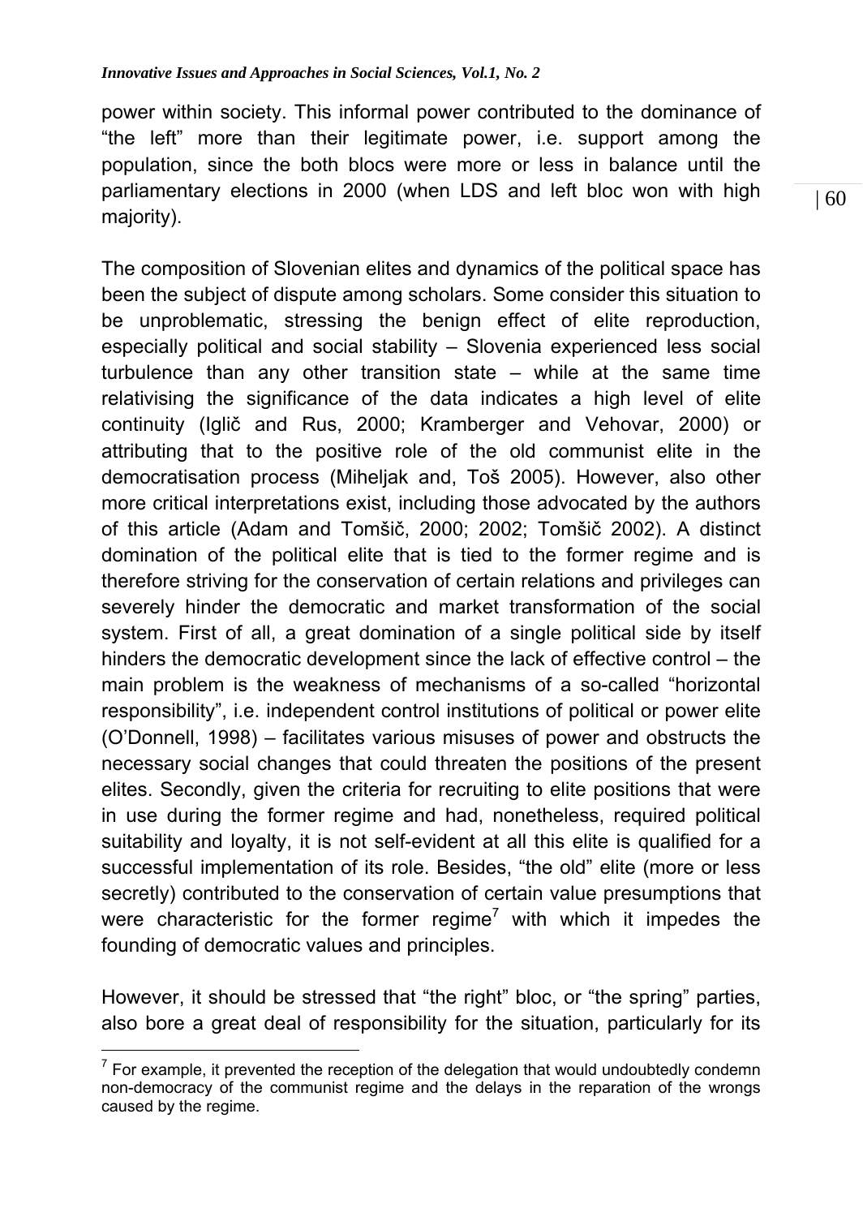power within society. This informal power contributed to the dominance of "the left" more than their legitimate power, i.e. support among the population, since the both blocs were more or less in balance until the parliamentary elections in 2000 (when LDS and left bloc won with high majority).

The composition of Slovenian elites and dynamics of the political space has been the subject of dispute among scholars. Some consider this situation to be unproblematic, stressing the benign effect of elite reproduction, especially political and social stability – Slovenia experienced less social turbulence than any other transition state – while at the same time relativising the significance of the data indicates a high level of elite continuity (Iglič and Rus, 2000; Kramberger and Vehovar, 2000) or attributing that to the positive role of the old communist elite in the democratisation process (Miheljak and, Toš 2005). However, also other more critical interpretations exist, including those advocated by the authors of this article (Adam and Tomšič, 2000; 2002; Tomšič 2002). A distinct domination of the political elite that is tied to the former regime and is therefore striving for the conservation of certain relations and privileges can severely hinder the democratic and market transformation of the social system. First of all, a great domination of a single political side by itself hinders the democratic development since the lack of effective control – the main problem is the weakness of mechanisms of a so-called "horizontal responsibility", i.e. independent control institutions of political or power elite (O'Donnell, 1998) – facilitates various misuses of power and obstructs the necessary social changes that could threaten the positions of the present elites. Secondly, given the criteria for recruiting to elite positions that were in use during the former regime and had, nonetheless, required political suitability and loyalty, it is not self-evident at all this elite is qualified for a successful implementation of its role. Besides, "the old" elite (more or less secretly) contributed to the conservation of certain value presumptions that were characteristic for the former regime[7] with which it impedes the founding of democratic values and principles.

However, it should be stressed that "the right" bloc, or "the spring" parties, also bore a great deal of responsibility for the situation, particularly for its

---

[7] For example, it prevented the reception of the delegation that would undoubtedly condemn non-democracy of the communist regime and the delays in the reparation of the wrongs caused by the regime.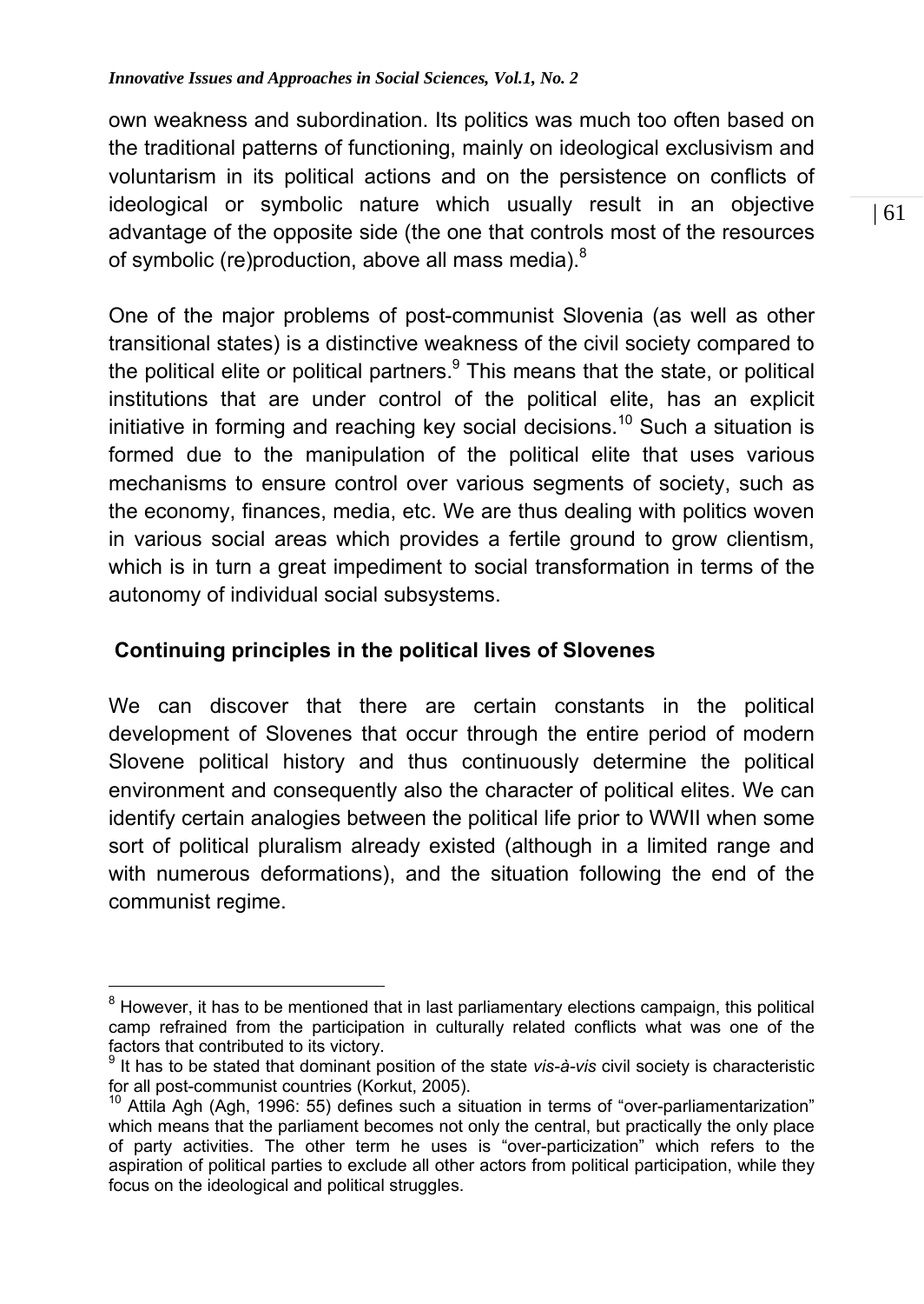own weakness and subordination. Its politics was much too often based on the traditional patterns of functioning, mainly on ideological exclusivism and voluntarism in its political actions and on the persistence on conflicts of ideological or symbolic nature which usually result in an objective advantage of the opposite side (the one that controls most of the resources of symbolic (re)production, above all mass media).[8]

One of the major problems of post-communist Slovenia (as well as other transitional states) is a distinctive weakness of the civil society compared to the political elite or political partners.[9] This means that the state, or political institutions that are under control of the political elite, has an explicit initiative in forming and reaching key social decisions.[10] Such a situation is formed due to the manipulation of the political elite that uses various mechanisms to ensure control over various segments of society, such as the economy, finances, media, etc. We are thus dealing with politics woven in various social areas which provides a fertile ground to grow clientism, which is in turn a great impediment to social transformation in terms of the autonomy of individual social subsystems.

## Continuing principles in the political lives of Slovenes

We can discover that there are certain constants in the political development of Slovenes that occur through the entire period of modern Slovene political history and thus continuously determine the political environment and consequently also the character of political elites. We can identify certain analogies between the political life prior to WWII when some sort of political pluralism already existed (although in a limited range and with numerous deformations), and the situation following the end of the communist regime.

---

[8] However, it has to be mentioned that in last parliamentary elections campaign, this political camp refrained from the participation in culturally related conflicts what was one of the factors that contributed to its victory.

[9] It has to be stated that dominant position of the state *vis-à-vis* civil society is characteristic for all post-communist countries (Korkut, 2005).

[10] Attila Agh (Agh, 1996: 55) defines such a situation in terms of "over-parliamentarization" which means that the parliament becomes not only the central, but practically the only place of party activities. The other term he uses is "over-particization" which refers to the aspiration of political parties to exclude all other actors from political participation, while they focus on the ideological and political struggles.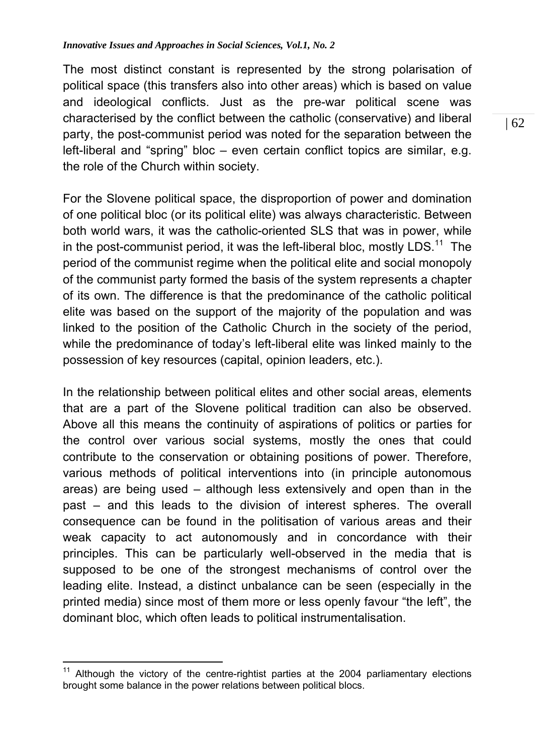The most distinct constant is represented by the strong polarisation of political space (this transfers also into other areas) which is based on value and ideological conflicts. Just as the pre-war political scene was characterised by the conflict between the catholic (conservative) and liberal party, the post-communist period was noted for the separation between the left-liberal and "spring" bloc – even certain conflict topics are similar, e.g. the role of the Church within society.

For the Slovene political space, the disproportion of power and domination of one political bloc (or its political elite) was always characteristic. Between both world wars, it was the catholic-oriented SLS that was in power, while in the post-communist period, it was the left-liberal bloc, mostly LDS.[11] The period of the communist regime when the political elite and social monopoly of the communist party formed the basis of the system represents a chapter of its own. The difference is that the predominance of the catholic political elite was based on the support of the majority of the population and was linked to the position of the Catholic Church in the society of the period, while the predominance of today's left-liberal elite was linked mainly to the possession of key resources (capital, opinion leaders, etc.).

In the relationship between political elites and other social areas, elements that are a part of the Slovene political tradition can also be observed. Above all this means the continuity of aspirations of politics or parties for the control over various social systems, mostly the ones that could contribute to the conservation or obtaining positions of power. Therefore, various methods of political interventions into (in principle autonomous areas) are being used – although less extensively and open than in the past – and this leads to the division of interest spheres. The overall consequence can be found in the politisation of various areas and their weak capacity to act autonomously and in concordance with their principles. This can be particularly well-observed in the media that is supposed to be one of the strongest mechanisms of control over the leading elite. Instead, a distinct unbalance can be seen (especially in the printed media) since most of them more or less openly favour "the left", the dominant bloc, which often leads to political instrumentalisation.

---

[11] Although the victory of the centre-rightist parties at the 2004 parliamentary elections brought some balance in the power relations between political blocs.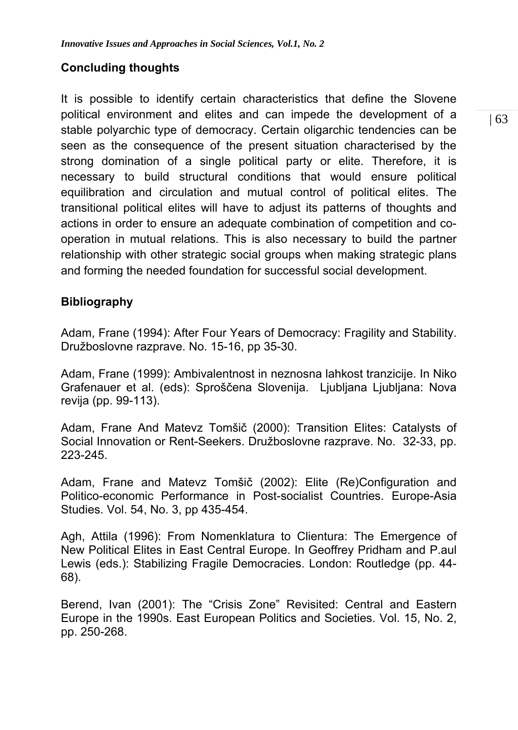## Concluding thoughts

It is possible to identify certain characteristics that define the Slovene political environment and elites and can impede the development of a stable polyarchic type of democracy. Certain oligarchic tendencies can be seen as the consequence of the present situation characterised by the strong domination of a single political party or elite. Therefore, it is necessary to build structural conditions that would ensure political equilibration and circulation and mutual control of political elites. The transitional political elites will have to adjust its patterns of thoughts and actions in order to ensure an adequate combination of competition and co-operation in mutual relations. This is also necessary to build the partner relationship with other strategic social groups when making strategic plans and forming the needed foundation for successful social development.

## Bibliography

Adam, Frane (1994): After Four Years of Democracy: Fragility and Stability. Družboslovne razprave. No. 15-16, pp 35-30.

Adam, Frane (1999): Ambivalentnost in neznosna lahkost tranzicije. In Niko Grafenauer et al. (eds): Sproščena Slovenija. Ljubljana Ljubljana: Nova revija (pp. 99-113).

Adam, Frane And Matevz Tomšič (2000): Transition Elites: Catalysts of Social Innovation or Rent-Seekers. Družboslovne razprave. No. 32-33, pp. 223-245.

Adam, Frane and Matevz Tomšič (2002): Elite (Re)Configuration and Politico-economic Performance in Post-socialist Countries. Europe-Asia Studies. Vol. 54, No. 3, pp 435-454.

Agh, Attila (1996): From Nomenklatura to Clientura: The Emergence of New Political Elites in East Central Europe. In Geoffrey Pridham and P.aul Lewis (eds.): Stabilizing Fragile Democracies. London: Routledge (pp. 44-68).

Berend, Ivan (2001): The "Crisis Zone" Revisited: Central and Eastern Europe in the 1990s. East European Politics and Societies. Vol. 15, No. 2, pp. 250-268.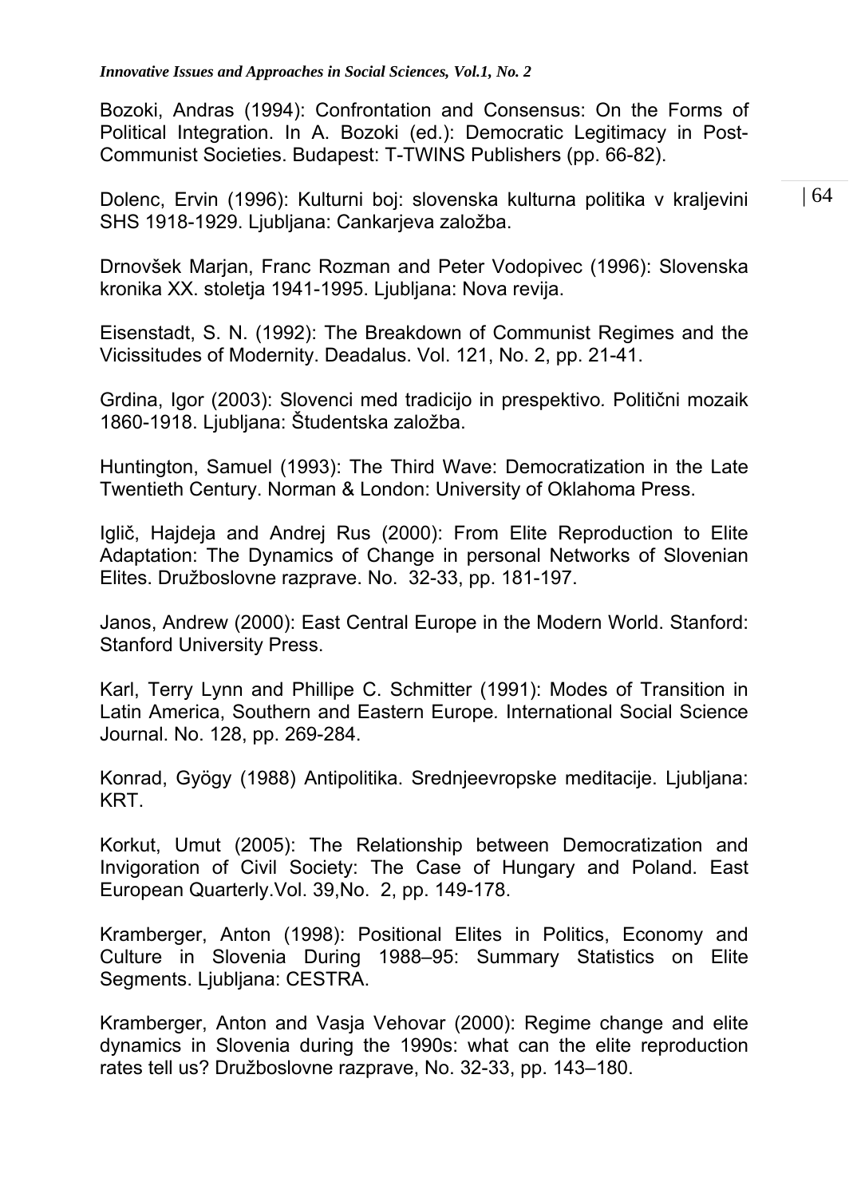Bozoki, Andras (1994): Confrontation and Consensus: On the Forms of Political Integration. In A. Bozoki (ed.): Democratic Legitimacy in Post-Communist Societies. Budapest: T-TWINS Publishers (pp. 66-82).

Dolenc, Ervin (1996): Kulturni boj: slovenska kulturna politika v kraljevini SHS 1918-1929. Ljubljana: Cankarjeva založba.

Drnovšek Marjan, Franc Rozman and Peter Vodopivec (1996): Slovenska kronika XX. stoletja 1941-1995. Ljubljana: Nova revija.

Eisenstadt, S. N. (1992): The Breakdown of Communist Regimes and the Vicissitudes of Modernity. Deadalus. Vol. 121, No. 2, pp. 21-41.

Grdina, Igor (2003): Slovenci med tradicijo in prespektivo. Politični mozaik 1860-1918. Ljubljana: Študentska založba.

Huntington, Samuel (1993): The Third Wave: Democratization in the Late Twentieth Century. Norman & London: University of Oklahoma Press.

Iglič, Hajdeja and Andrej Rus (2000): From Elite Reproduction to Elite Adaptation: The Dynamics of Change in personal Networks of Slovenian Elites. Družboslovne razprave. No. 32-33, pp. 181-197.

Janos, Andrew (2000): East Central Europe in the Modern World. Stanford: Stanford University Press.

Karl, Terry Lynn and Phillipe C. Schmitter (1991): Modes of Transition in Latin America, Southern and Eastern Europe. International Social Science Journal. No. 128, pp. 269-284.

Konrad, Gyögy (1988) Antipolitika. Srednjeevropske meditacije. Ljubljana: KRT.

Korkut, Umut (2005): The Relationship between Democratization and Invigoration of Civil Society: The Case of Hungary and Poland. East European Quarterly.Vol. 39,No. 2, pp. 149-178.

Kramberger, Anton (1998): Positional Elites in Politics, Economy and Culture in Slovenia During 1988–95: Summary Statistics on Elite Segments. Ljubljana: CESTRA.

Kramberger, Anton and Vasja Vehovar (2000): Regime change and elite dynamics in Slovenia during the 1990s: what can the elite reproduction rates tell us? Družboslovne razprave, No. 32-33, pp. 143–180.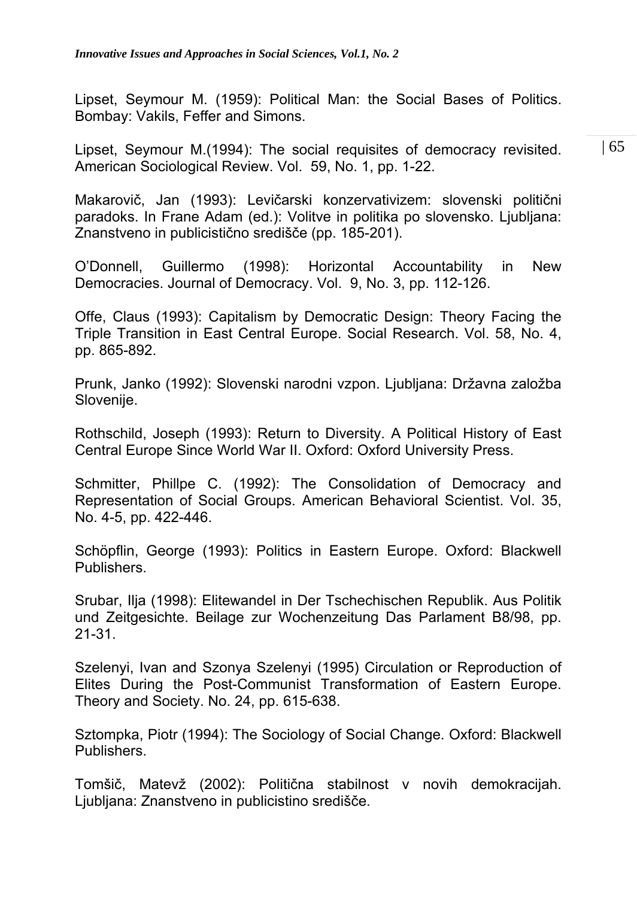Lipset, Seymour M. (1959): Political Man: the Social Bases of Politics. Bombay: Vakils, Feffer and Simons.

Lipset, Seymour M.(1994): The social requisites of democracy revisited. American Sociological Review. Vol. 59, No. 1, pp. 1-22.

Makarovič, Jan (1993): Levičarski konzervativizem: slovenski politični paradoks. In Frane Adam (ed.): Volitve in politika po slovensko. Ljubljana: Znanstveno in publicistično središče (pp. 185-201).

O'Donnell, Guillermo (1998): Horizontal Accountability in New Democracies. Journal of Democracy. Vol. 9, No. 3, pp. 112-126.

Offe, Claus (1993): Capitalism by Democratic Design: Theory Facing the Triple Transition in East Central Europe. Social Research. Vol. 58, No. 4, pp. 865-892.

Prunk, Janko (1992): Slovenski narodni vzpon. Ljubljana: Državna založba Slovenije.

Rothschild, Joseph (1993): Return to Diversity. A Political History of East Central Europe Since World War II. Oxford: Oxford University Press.

Schmitter, Phillpe C. (1992): The Consolidation of Democracy and Representation of Social Groups. American Behavioral Scientist. Vol. 35, No. 4-5, pp. 422-446.

Schöpflin, George (1993): Politics in Eastern Europe. Oxford: Blackwell Publishers.

Srubar, Ilja (1998): Elitewandel in Der Tschechischen Republik. Aus Politik und Zeitgesichte. Beilage zur Wochenzeitung Das Parlament B8/98, pp. 21-31.

Szelenyi, Ivan and Szonya Szelenyi (1995) Circulation or Reproduction of Elites During the Post-Communist Transformation of Eastern Europe. Theory and Society. No. 24, pp. 615-638.

Sztompka, Piotr (1994): The Sociology of Social Change. Oxford: Blackwell Publishers.

Tomšič, Matevž (2002): Politična stabilnost v novih demokracijah. Ljubljana: Znanstveno in publicistino središče.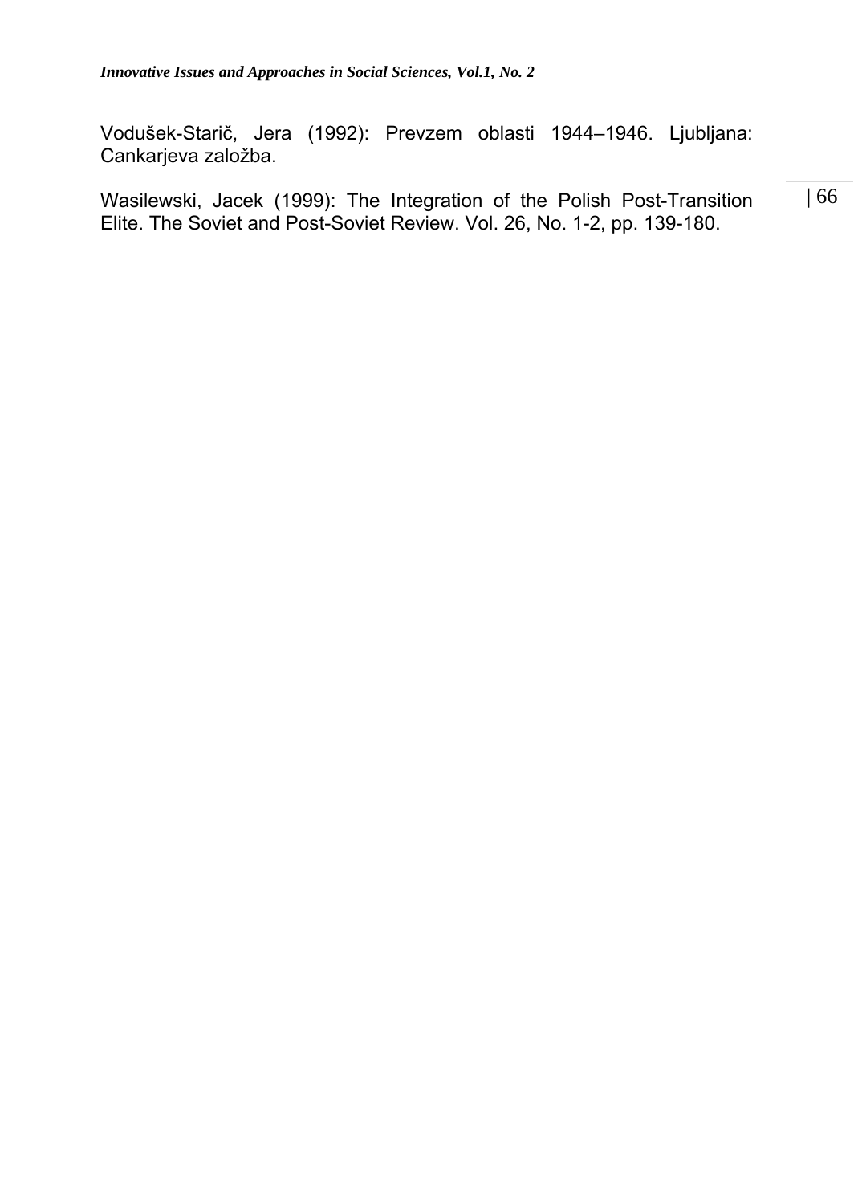Vodušek-Starič, Jera (1992): Prevzem oblasti 1944–1946. Ljubljana: Cankarjeva založba.

Wasilewski, Jacek (1999): The Integration of the Polish Post-Transition Elite. The Soviet and Post-Soviet Review. Vol. 26, No. 1-2, pp. 139-180.